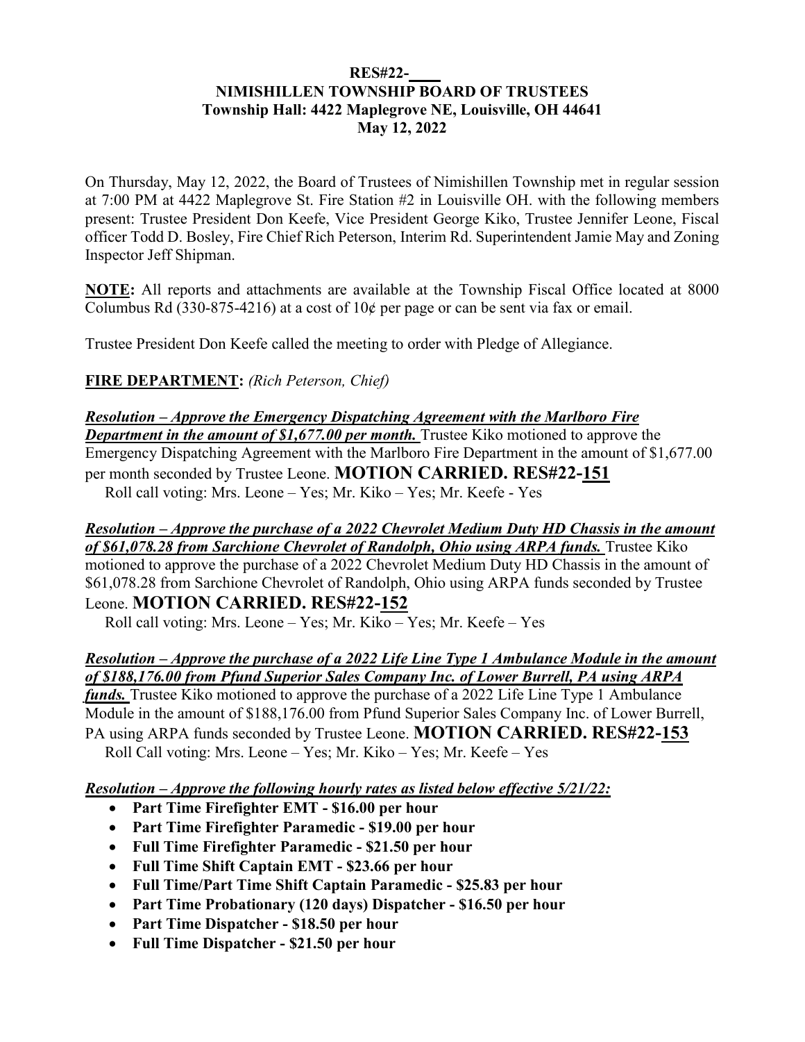**RES#22-\_\_\_\_**
**NIMISHILLEN TOWNSHIP BOARD OF TRUSTEES**
**Township Hall: 4422 Maplegrove NE, Louisville, OH 44641**
**May 12, 2022**

On Thursday, May 12, 2022, the Board of Trustees of Nimishillen Township met in regular session at 7:00 PM at 4422 Maplegrove St. Fire Station #2 in Louisville OH. with the following members present: Trustee President Don Keefe, Vice President George Kiko, Trustee Jennifer Leone, Fiscal officer Todd D. Bosley, Fire Chief Rich Peterson, Interim Rd. Superintendent Jamie May and Zoning Inspector Jeff Shipman.

**NOTE:** All reports and attachments are available at the Township Fiscal Office located at 8000 Columbus Rd (330-875-4216) at a cost of 10¢ per page or can be sent via fax or email.

Trustee President Don Keefe called the meeting to order with Pledge of Allegiance.

**FIRE DEPARTMENT:** *(Rich Peterson, Chief)*

***Resolution – Approve the Emergency Dispatching Agreement with the Marlboro Fire Department in the amount of $1,677.00 per month.*** Trustee Kiko motioned to approve the Emergency Dispatching Agreement with the Marlboro Fire Department in the amount of $1,677.00 per month seconded by Trustee Leone. **MOTION CARRIED. RES#22-151**
Roll call voting: Mrs. Leone – Yes; Mr. Kiko – Yes; Mr. Keefe - Yes

***Resolution – Approve the purchase of a 2022 Chevrolet Medium Duty HD Chassis in the amount of $61,078.28 from Sarchione Chevrolet of Randolph, Ohio using ARPA funds.*** Trustee Kiko motioned to approve the purchase of a 2022 Chevrolet Medium Duty HD Chassis in the amount of $61,078.28 from Sarchione Chevrolet of Randolph, Ohio using ARPA funds seconded by Trustee Leone. **MOTION CARRIED. RES#22-152**
Roll call voting: Mrs. Leone – Yes; Mr. Kiko – Yes; Mr. Keefe – Yes

***Resolution – Approve the purchase of a 2022 Life Line Type 1 Ambulance Module in the amount of $188,176.00 from Pfund Superior Sales Company Inc. of Lower Burrell, PA using ARPA funds.*** Trustee Kiko motioned to approve the purchase of a 2022 Life Line Type 1 Ambulance Module in the amount of $188,176.00 from Pfund Superior Sales Company Inc. of Lower Burrell, PA using ARPA funds seconded by Trustee Leone. **MOTION CARRIED. RES#22-153**
Roll Call voting: Mrs. Leone – Yes; Mr. Kiko – Yes; Mr. Keefe – Yes

***Resolution – Approve the following hourly rates as listed below effective 5/21/22:***

- **Part Time Firefighter EMT - $16.00 per hour**
- **Part Time Firefighter Paramedic - $19.00 per hour**
- **Full Time Firefighter Paramedic - $21.50 per hour**
- **Full Time Shift Captain EMT - $23.66 per hour**
- **Full Time/Part Time Shift Captain Paramedic - $25.83 per hour**
- **Part Time Probationary (120 days) Dispatcher - $16.50 per hour**
- **Part Time Dispatcher - $18.50 per hour**
- **Full Time Dispatcher - $21.50 per hour**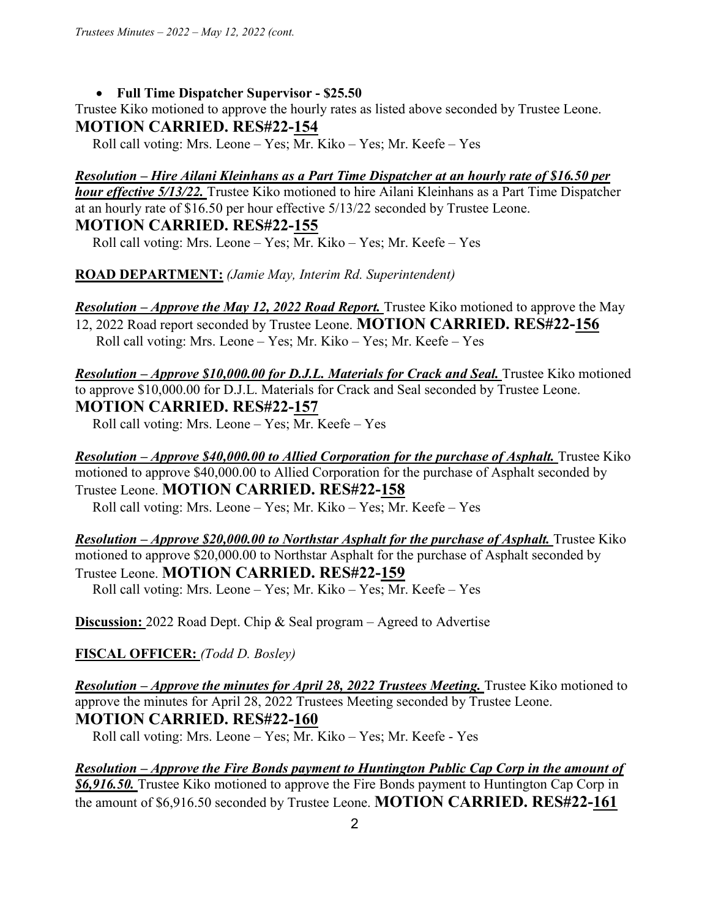- **Full Time Dispatcher Supervisor - $25.50**

Trustee Kiko motioned to approve the hourly rates as listed above seconded by Trustee Leone.

**MOTION CARRIED. RES#22-154**

Roll call voting: Mrs. Leone – Yes; Mr. Kiko – Yes; Mr. Keefe – Yes

***Resolution – Hire Ailani Kleinhans as a Part Time Dispatcher at an hourly rate of $16.50 per hour effective 5/13/22.*** Trustee Kiko motioned to hire Ailani Kleinhans as a Part Time Dispatcher at an hourly rate of $16.50 per hour effective 5/13/22 seconded by Trustee Leone.

**MOTION CARRIED. RES#22-155**

Roll call voting: Mrs. Leone – Yes; Mr. Kiko – Yes; Mr. Keefe – Yes

**ROAD DEPARTMENT:** *(Jamie May, Interim Rd. Superintendent)*

***Resolution – Approve the May 12, 2022 Road Report.*** Trustee Kiko motioned to approve the May 12, 2022 Road report seconded by Trustee Leone. **MOTION CARRIED. RES#22-156**

Roll call voting: Mrs. Leone – Yes; Mr. Kiko – Yes; Mr. Keefe – Yes

***Resolution – Approve $10,000.00 for D.J.L. Materials for Crack and Seal.*** Trustee Kiko motioned to approve $10,000.00 for D.J.L. Materials for Crack and Seal seconded by Trustee Leone.

**MOTION CARRIED. RES#22-157**

Roll call voting: Mrs. Leone – Yes; Mr. Keefe – Yes

***Resolution – Approve $40,000.00 to Allied Corporation for the purchase of Asphalt.*** Trustee Kiko motioned to approve $40,000.00 to Allied Corporation for the purchase of Asphalt seconded by Trustee Leone. **MOTION CARRIED. RES#22-158**

Roll call voting: Mrs. Leone – Yes; Mr. Kiko – Yes; Mr. Keefe – Yes

***Resolution – Approve $20,000.00 to Northstar Asphalt for the purchase of Asphalt.*** Trustee Kiko motioned to approve $20,000.00 to Northstar Asphalt for the purchase of Asphalt seconded by Trustee Leone. **MOTION CARRIED. RES#22-159**

Roll call voting: Mrs. Leone – Yes; Mr. Kiko – Yes; Mr. Keefe – Yes

**Discussion:** 2022 Road Dept. Chip & Seal program – Agreed to Advertise

**FISCAL OFFICER:** *(Todd D. Bosley)*

***Resolution – Approve the minutes for April 28, 2022 Trustees Meeting.*** Trustee Kiko motioned to approve the minutes for April 28, 2022 Trustees Meeting seconded by Trustee Leone.

**MOTION CARRIED. RES#22-160**

Roll call voting: Mrs. Leone – Yes; Mr. Kiko – Yes; Mr. Keefe - Yes

***Resolution – Approve the Fire Bonds payment to Huntington Public Cap Corp in the amount of $6,916.50.*** Trustee Kiko motioned to approve the Fire Bonds payment to Huntington Cap Corp in the amount of $6,916.50 seconded by Trustee Leone. **MOTION CARRIED. RES#22-161**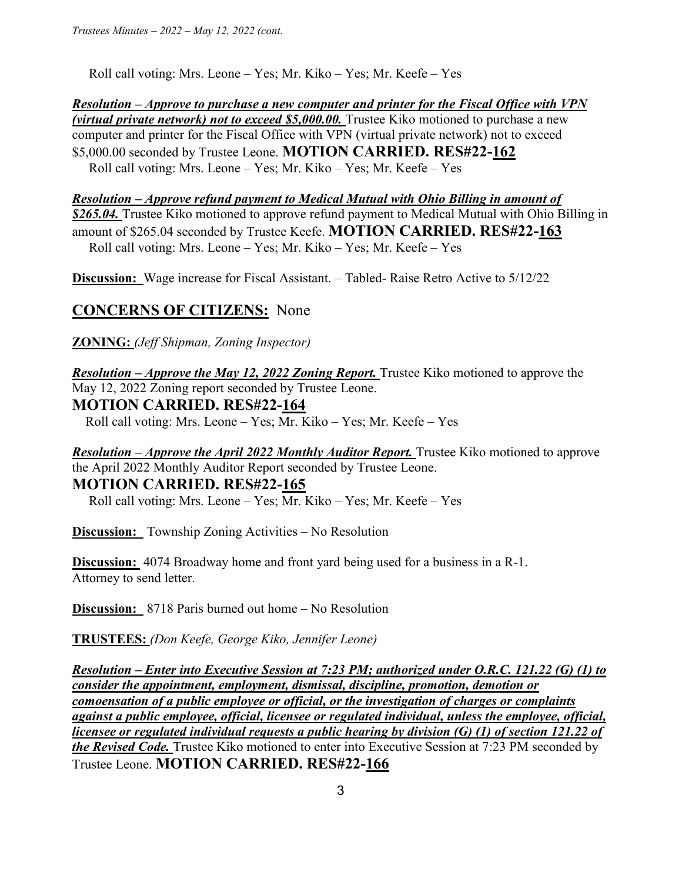Roll call voting: Mrs. Leone – Yes; Mr. Kiko – Yes; Mr. Keefe – Yes

***Resolution – Approve to purchase a new computer and printer for the Fiscal Office with VPN (virtual private network) not to exceed $5,000.00.*** Trustee Kiko motioned to purchase a new computer and printer for the Fiscal Office with VPN (virtual private network) not to exceed $5,000.00 seconded by Trustee Leone. **MOTION CARRIED. RES#22-162**

Roll call voting: Mrs. Leone – Yes; Mr. Kiko – Yes; Mr. Keefe – Yes

***Resolution – Approve refund payment to Medical Mutual with Ohio Billing in amount of $265.04.*** Trustee Kiko motioned to approve refund payment to Medical Mutual with Ohio Billing in amount of $265.04 seconded by Trustee Keefe. **MOTION CARRIED. RES#22-163**

Roll call voting: Mrs. Leone – Yes; Mr. Kiko – Yes; Mr. Keefe – Yes

**Discussion:** Wage increase for Fiscal Assistant. – Tabled- Raise Retro Active to 5/12/22

## CONCERNS OF CITIZENS: None

**ZONING:** *(Jeff Shipman, Zoning Inspector)*

***Resolution – Approve the May 12, 2022 Zoning Report.*** Trustee Kiko motioned to approve the May 12, 2022 Zoning report seconded by Trustee Leone.

**MOTION CARRIED. RES#22-164**

Roll call voting: Mrs. Leone – Yes; Mr. Kiko – Yes; Mr. Keefe – Yes

***Resolution – Approve the April 2022 Monthly Auditor Report.*** Trustee Kiko motioned to approve the April 2022 Monthly Auditor Report seconded by Trustee Leone.

**MOTION CARRIED. RES#22-165**

Roll call voting: Mrs. Leone – Yes; Mr. Kiko – Yes; Mr. Keefe – Yes

**Discussion:** Township Zoning Activities – No Resolution

**Discussion:** 4074 Broadway home and front yard being used for a business in a R-1. Attorney to send letter.

**Discussion:** 8718 Paris burned out home – No Resolution

**TRUSTEES:** *(Don Keefe, George Kiko, Jennifer Leone)*

***Resolution – Enter into Executive Session at 7:23 PM; authorized under O.R.C. 121.22 (G) (1) to consider the appointment, employment, dismissal, discipline, promotion, demotion or comoensation of a public employee or official, or the investigation of charges or complaints against a public employee, official, licensee or regulated individual, unless the employee, official, licensee or regulated individual requests a public hearing by division (G) (1) of section 121.22 of the Revised Code.*** Trustee Kiko motioned to enter into Executive Session at 7:23 PM seconded by Trustee Leone. **MOTION CARRIED. RES#22-166**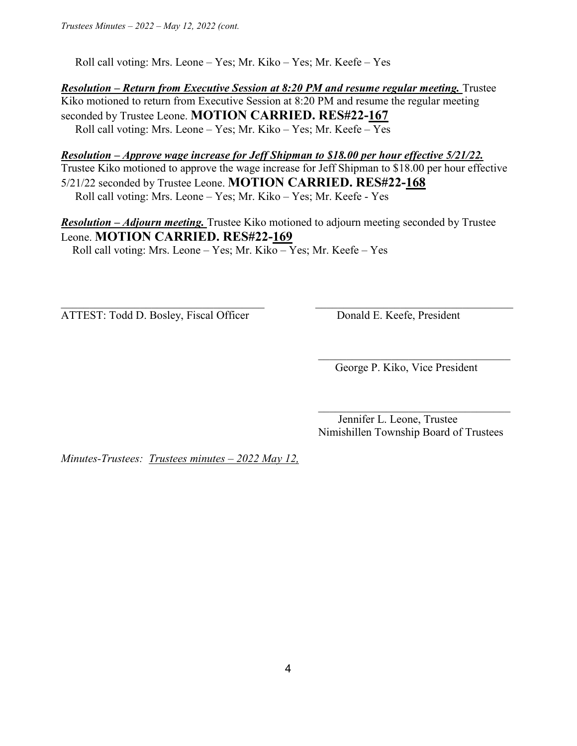Roll call voting: Mrs. Leone – Yes; Mr. Kiko – Yes; Mr. Keefe – Yes

***Resolution – Return from Executive Session at 8:20 PM and resume regular meeting.*** Trustee Kiko motioned to return from Executive Session at 8:20 PM and resume the regular meeting seconded by Trustee Leone. **MOTION CARRIED. RES#22-167**

Roll call voting: Mrs. Leone – Yes; Mr. Kiko – Yes; Mr. Keefe – Yes

***Resolution – Approve wage increase for Jeff Shipman to $18.00 per hour effective 5/21/22.*** Trustee Kiko motioned to approve the wage increase for Jeff Shipman to $18.00 per hour effective 5/21/22 seconded by Trustee Leone. **MOTION CARRIED. RES#22-168**

Roll call voting: Mrs. Leone – Yes; Mr. Kiko – Yes; Mr. Keefe - Yes

***Resolution – Adjourn meeting.*** Trustee Kiko motioned to adjourn meeting seconded by Trustee Leone. **MOTION CARRIED. RES#22-169**

Roll call voting: Mrs. Leone – Yes; Mr. Kiko – Yes; Mr. Keefe – Yes

ATTEST: Todd D. Bosley, Fiscal Officer

Donald E. Keefe, President

George P. Kiko, Vice President

Jennifer L. Leone, Trustee
Nimishillen Township Board of Trustees

*Minutes-Trustees: Trustees minutes – 2022 May 12,*